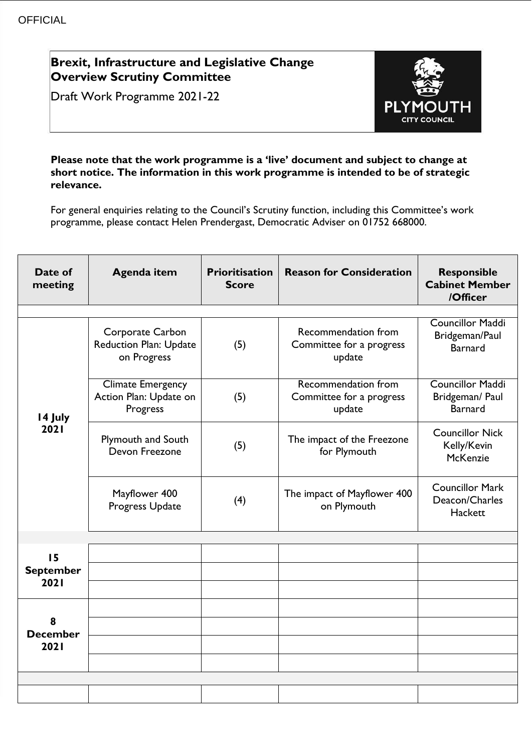OFFICIAL

# Brexit, Infrastructure and Legislative Change Overview Scrutiny Committee

Draft Work Programme 2021-22

**Please note that the work programme is a 'live' document and subject to change at short notice. The information in this work programme is intended to be of strategic relevance.**

For general enquiries relating to the Council's Scrutiny function, including this Committee's work programme, please contact Helen Prendergast, Democratic Adviser on 01752 668000.

| Date of meeting | Agenda item | Prioritisation Score | Reason for Consideration | Responsible Cabinet Member /Officer |
|---|---|---|---|---|
| | | | | |
| 14 July 2021 | Corporate Carbon Reduction Plan: Update on Progress | (5) | Recommendation from Committee for a progress update | Councillor Maddi Bridgeman/Paul Barnard |
| | Climate Emergency Action Plan: Update on Progress | (5) | Recommendation from Committee for a progress update | Councillor Maddi Bridgeman/ Paul Barnard |
| | Plymouth and South Devon Freezone | (5) | The impact of the Freezone for Plymouth | Councillor Nick Kelly/Kevin McKenzie |
| | Mayflower 400 Progress Update | (4) | The impact of Mayflower 400 on Plymouth | Councillor Mark Deacon/Charles Hackett |
| | | | | |
| 15 September 2021 | | | | |
| | | | | |
| | | | | |
| 8 December 2021 | | | | |
| | | | | |
| | | | | |
| | | | | |
| | | | | |
| | | | | |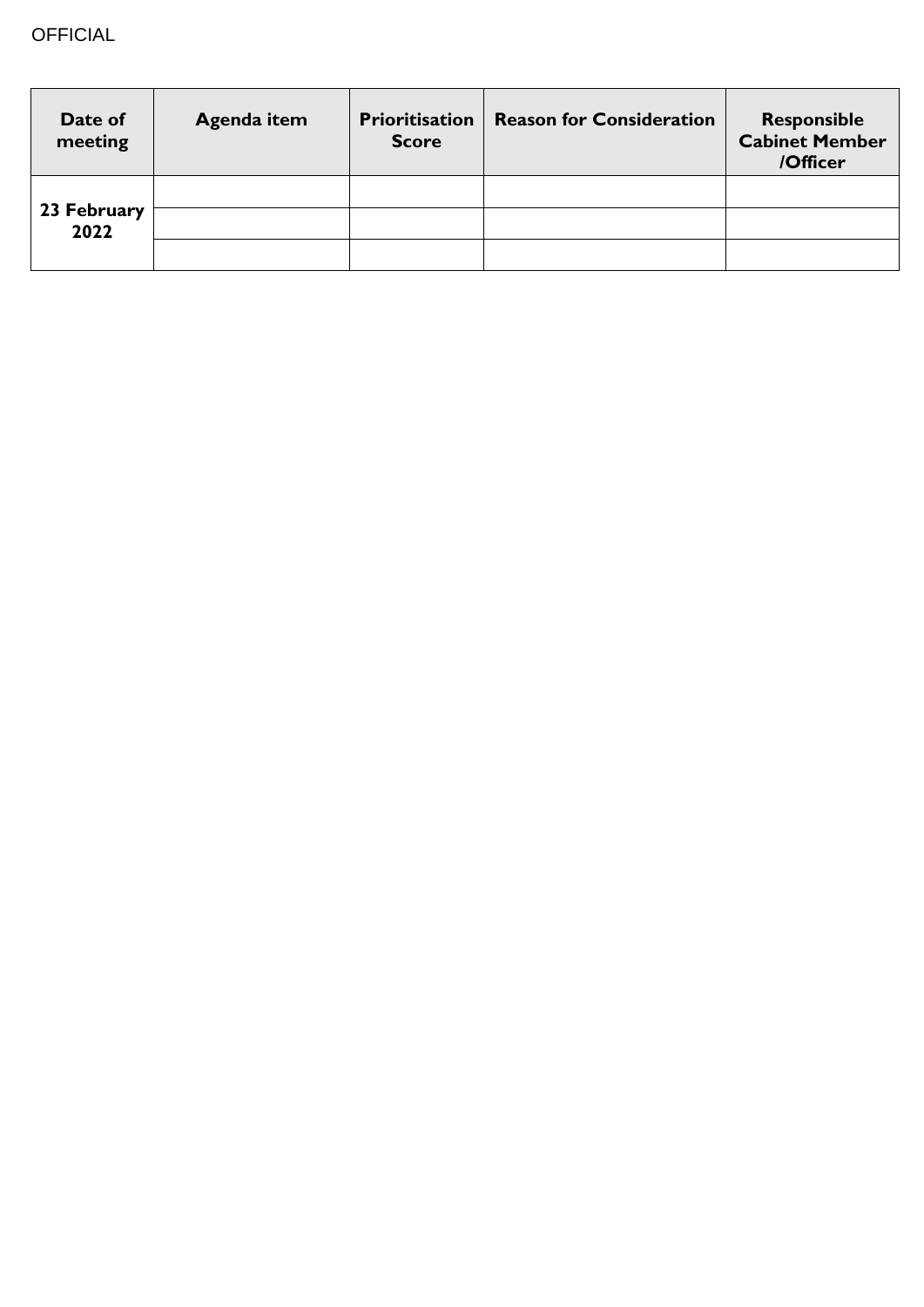| Date of meeting | Agenda item | Prioritisation Score | Reason for Consideration | Responsible Cabinet Member /Officer |
|---|---|---|---|---|
| 23 February 2022 | | | | |
| | | | | |
| | | | | |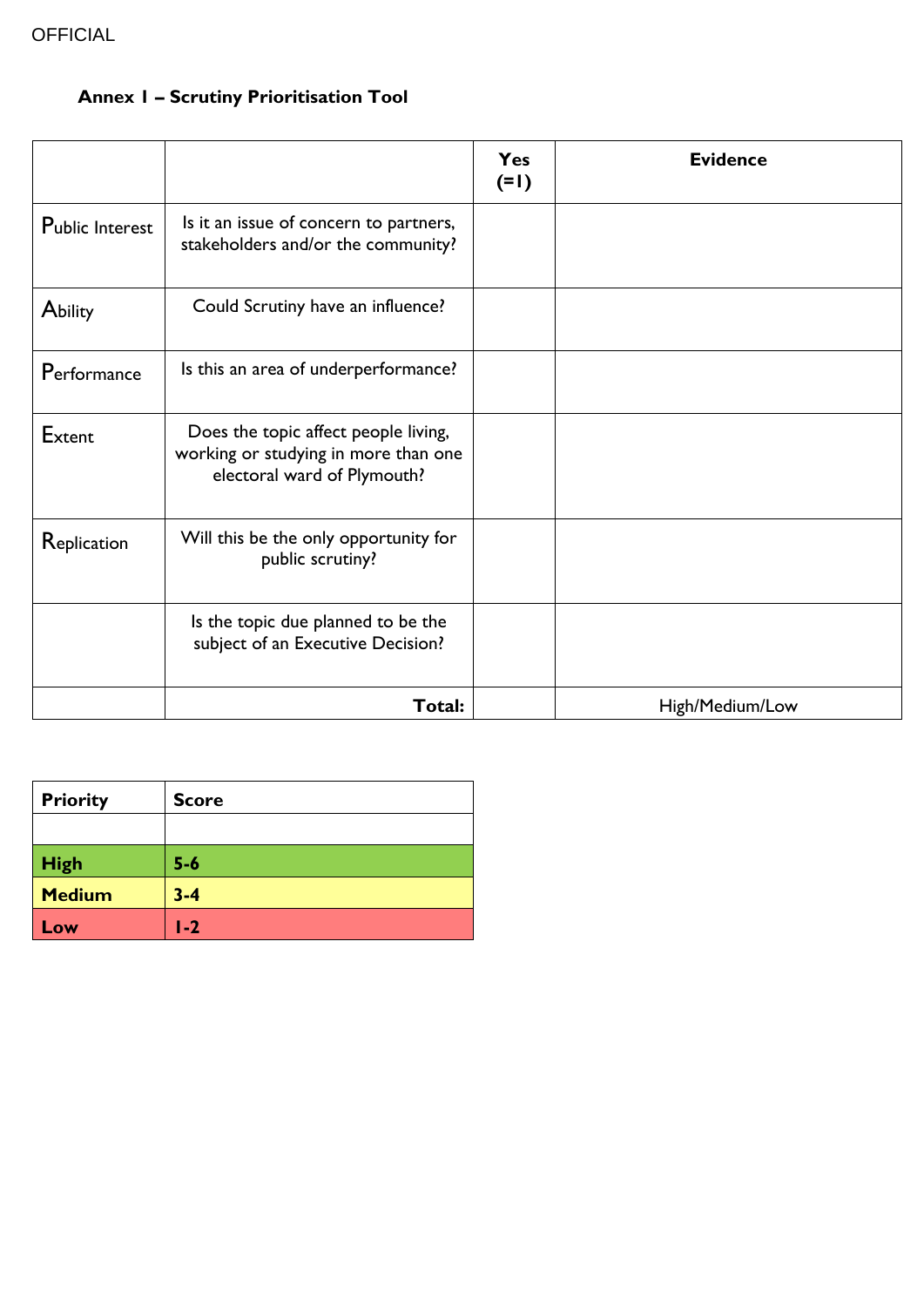OFFICIAL

## Annex I – Scrutiny Prioritisation Tool

| | | Yes (=1) | Evidence |
|---|---|---|---|
| Public Interest | Is it an issue of concern to partners, stakeholders and/or the community? | | |
| Ability | Could Scrutiny have an influence? | | |
| Performance | Is this an area of underperformance? | | |
| Extent | Does the topic affect people living, working or studying in more than one electoral ward of Plymouth? | | |
| Replication | Will this be the only opportunity for public scrutiny? | | |
| | Is the topic due planned to be the subject of an Executive Decision? | | |
| | **Total:** | | High/Medium/Low |

| **Priority** | **Score** |
|---|---|
| | |
| **High** | **5-6** |
| **Medium** | **3-4** |
| **Low** | **1-2** |